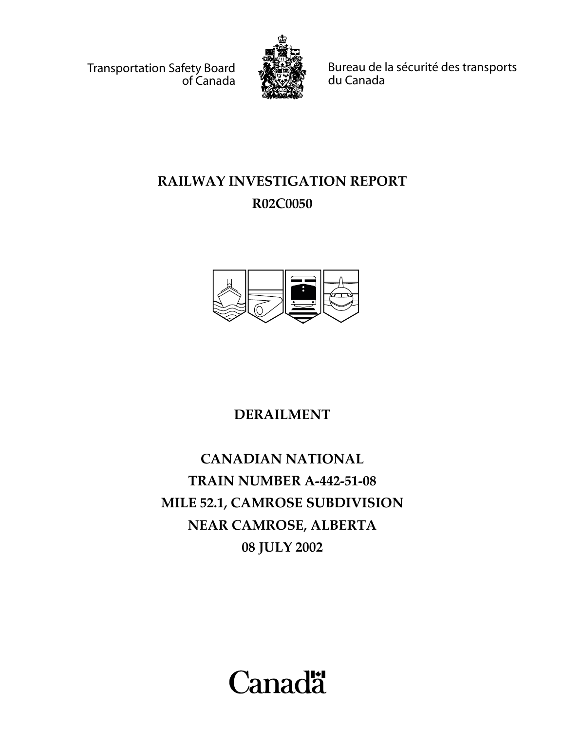Transportation Safety Board of Canada

Bureau de la sécurité des transports du Canada

# RAILWAY INVESTIGATION REPORT
# R02C0050

## DERAILMENT

## CANADIAN NATIONAL
## TRAIN NUMBER A-442-51-08
## MILE 52.1, CAMROSE SUBDIVISION
## NEAR CAMROSE, ALBERTA
## 08 JULY 2002

Canada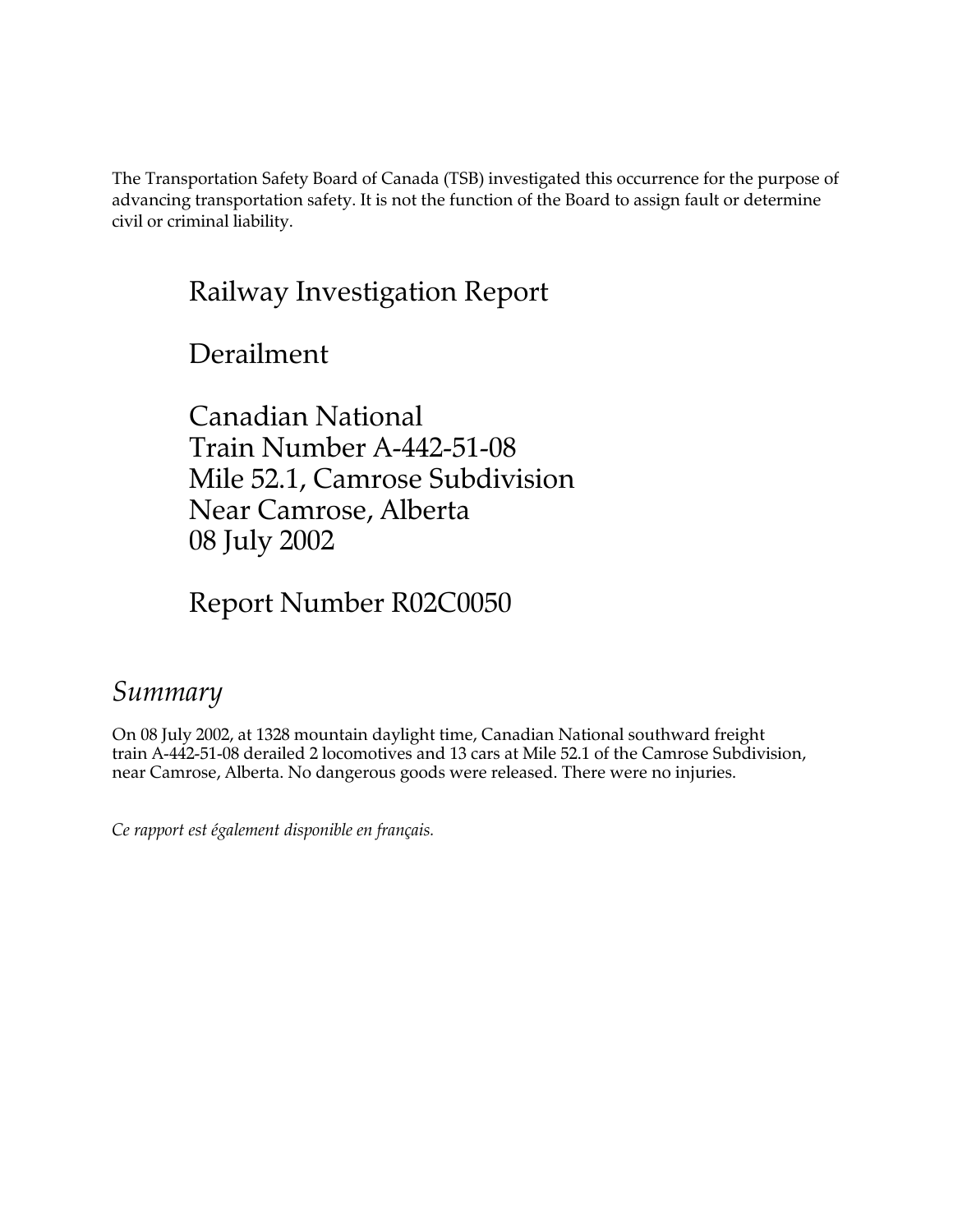The Transportation Safety Board of Canada (TSB) investigated this occurrence for the purpose of advancing transportation safety. It is not the function of the Board to assign fault or determine civil or criminal liability.

# Railway Investigation Report

# Derailment

# Canadian National
# Train Number A-442-51-08
# Mile 52.1, Camrose Subdivision
# Near Camrose, Alberta
# 08 July 2002

# Report Number R02C0050

## *Summary*

On 08 July 2002, at 1328 mountain daylight time, Canadian National southward freight train A-442-51-08 derailed 2 locomotives and 13 cars at Mile 52.1 of the Camrose Subdivision, near Camrose, Alberta. No dangerous goods were released. There were no injuries.

*Ce rapport est également disponible en français.*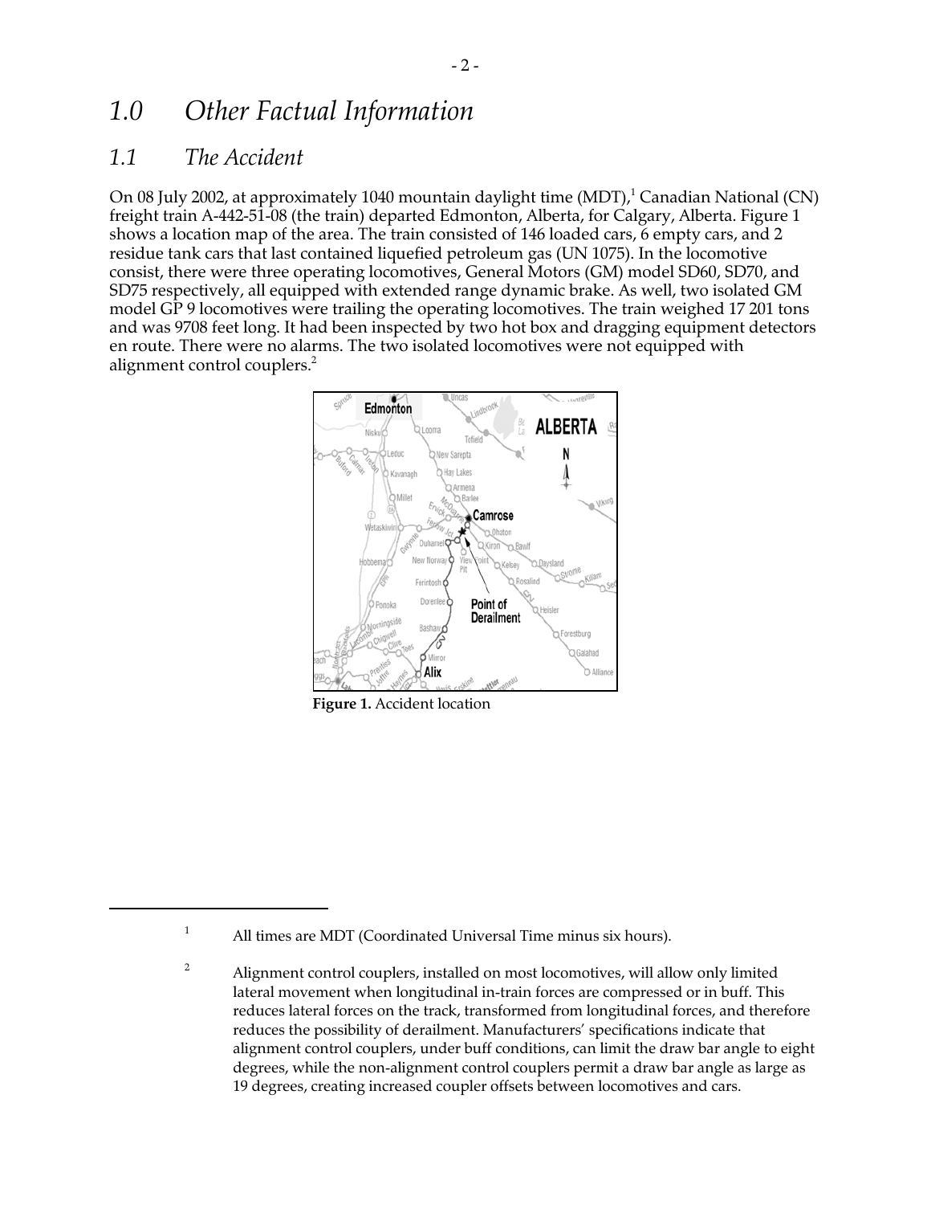# 1.0 Other Factual Information

## 1.1 The Accident

On 08 July 2002, at approximately 1040 mountain daylight time (MDT),[1] Canadian National (CN) freight train A-442-51-08 (the train) departed Edmonton, Alberta, for Calgary, Alberta. Figure 1 shows a location map of the area. The train consisted of 146 loaded cars, 6 empty cars, and 2 residue tank cars that last contained liquefied petroleum gas (UN 1075). In the locomotive consist, there were three operating locomotives, General Motors (GM) model SD60, SD70, and SD75 respectively, all equipped with extended range dynamic brake. As well, two isolated GM model GP 9 locomotives were trailing the operating locomotives. The train weighed 17 201 tons and was 9708 feet long. It had been inspected by two hot box and dragging equipment detectors en route. There were no alarms. The two isolated locomotives were not equipped with alignment control couplers.[2]

**Figure 1.** Accident location

---

[1] All times are MDT (Coordinated Universal Time minus six hours).

[2] Alignment control couplers, installed on most locomotives, will allow only limited lateral movement when longitudinal in-train forces are compressed or in buff. This reduces lateral forces on the track, transformed from longitudinal forces, and therefore reduces the possibility of derailment. Manufacturers' specifications indicate that alignment control couplers, under buff conditions, can limit the draw bar angle to eight degrees, while the non-alignment control couplers permit a draw bar angle as large as 19 degrees, creating increased coupler offsets between locomotives and cars.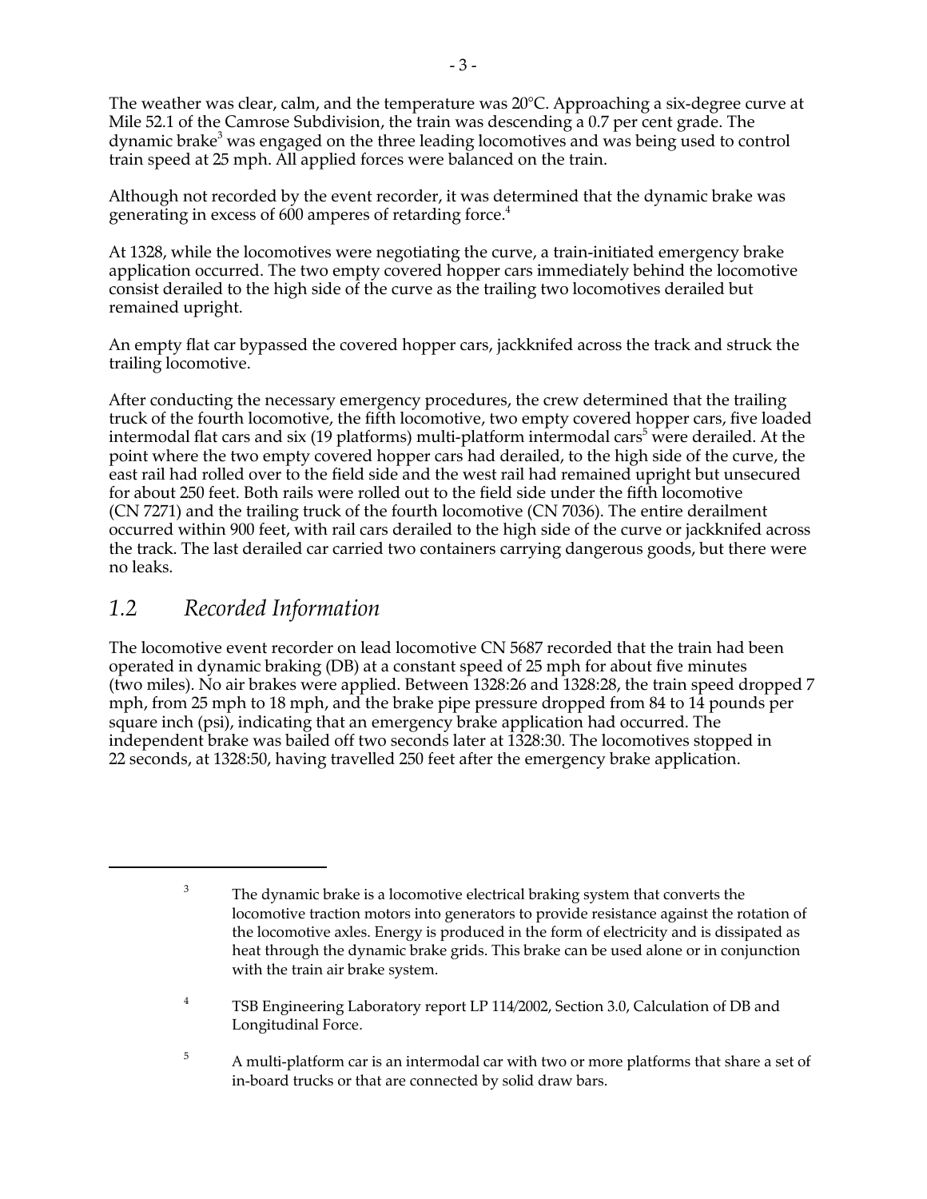The weather was clear, calm, and the temperature was 20°C. Approaching a six-degree curve at Mile 52.1 of the Camrose Subdivision, the train was descending a 0.7 per cent grade. The dynamic brake[3] was engaged on the three leading locomotives and was being used to control train speed at 25 mph. All applied forces were balanced on the train.

Although not recorded by the event recorder, it was determined that the dynamic brake was generating in excess of 600 amperes of retarding force.[4]

At 1328, while the locomotives were negotiating the curve, a train-initiated emergency brake application occurred. The two empty covered hopper cars immediately behind the locomotive consist derailed to the high side of the curve as the trailing two locomotives derailed but remained upright.

An empty flat car bypassed the covered hopper cars, jackknifed across the track and struck the trailing locomotive.

After conducting the necessary emergency procedures, the crew determined that the trailing truck of the fourth locomotive, the fifth locomotive, two empty covered hopper cars, five loaded intermodal flat cars and six (19 platforms) multi-platform intermodal cars[5] were derailed. At the point where the two empty covered hopper cars had derailed, to the high side of the curve, the east rail had rolled over to the field side and the west rail had remained upright but unsecured for about 250 feet. Both rails were rolled out to the field side under the fifth locomotive (CN 7271) and the trailing truck of the fourth locomotive (CN 7036). The entire derailment occurred within 900 feet, with rail cars derailed to the high side of the curve or jackknifed across the track. The last derailed car carried two containers carrying dangerous goods, but there were no leaks.

## *1.2 Recorded Information*

The locomotive event recorder on lead locomotive CN 5687 recorded that the train had been operated in dynamic braking (DB) at a constant speed of 25 mph for about five minutes (two miles). No air brakes were applied. Between 1328:26 and 1328:28, the train speed dropped 7 mph, from 25 mph to 18 mph, and the brake pipe pressure dropped from 84 to 14 pounds per square inch (psi), indicating that an emergency brake application had occurred. The independent brake was bailed off two seconds later at 1328:30. The locomotives stopped in 22 seconds, at 1328:50, having travelled 250 feet after the emergency brake application.

---

[3] The dynamic brake is a locomotive electrical braking system that converts the locomotive traction motors into generators to provide resistance against the rotation of the locomotive axles. Energy is produced in the form of electricity and is dissipated as heat through the dynamic brake grids. This brake can be used alone or in conjunction with the train air brake system.

[4] TSB Engineering Laboratory report LP 114/2002, Section 3.0, Calculation of DB and Longitudinal Force.

[5] A multi-platform car is an intermodal car with two or more platforms that share a set of in-board trucks or that are connected by solid draw bars.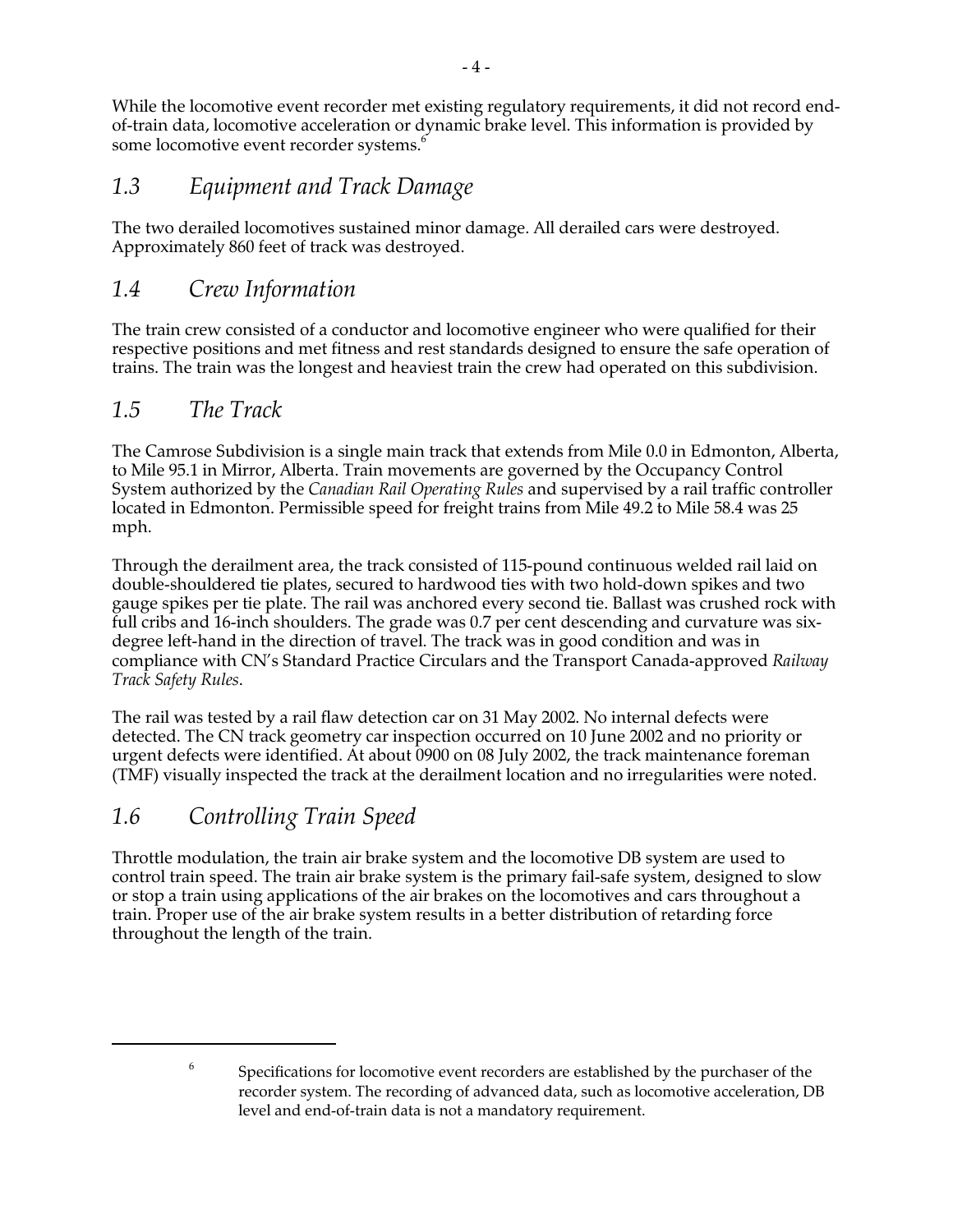While the locomotive event recorder met existing regulatory requirements, it did not record end-of-train data, locomotive acceleration or dynamic brake level. This information is provided by some locomotive event recorder systems.[6]

## *1.3 Equipment and Track Damage*

The two derailed locomotives sustained minor damage. All derailed cars were destroyed. Approximately 860 feet of track was destroyed.

## *1.4 Crew Information*

The train crew consisted of a conductor and locomotive engineer who were qualified for their respective positions and met fitness and rest standards designed to ensure the safe operation of trains. The train was the longest and heaviest train the crew had operated on this subdivision.

## *1.5 The Track*

The Camrose Subdivision is a single main track that extends from Mile 0.0 in Edmonton, Alberta, to Mile 95.1 in Mirror, Alberta. Train movements are governed by the Occupancy Control System authorized by the *Canadian Rail Operating Rules* and supervised by a rail traffic controller located in Edmonton. Permissible speed for freight trains from Mile 49.2 to Mile 58.4 was 25 mph.

Through the derailment area, the track consisted of 115-pound continuous welded rail laid on double-shouldered tie plates, secured to hardwood ties with two hold-down spikes and two gauge spikes per tie plate. The rail was anchored every second tie. Ballast was crushed rock with full cribs and 16-inch shoulders. The grade was 0.7 per cent descending and curvature was six-degree left-hand in the direction of travel. The track was in good condition and was in compliance with CN's Standard Practice Circulars and the Transport Canada-approved *Railway Track Safety Rules*.

The rail was tested by a rail flaw detection car on 31 May 2002. No internal defects were detected. The CN track geometry car inspection occurred on 10 June 2002 and no priority or urgent defects were identified. At about 0900 on 08 July 2002, the track maintenance foreman (TMF) visually inspected the track at the derailment location and no irregularities were noted.

## *1.6 Controlling Train Speed*

Throttle modulation, the train air brake system and the locomotive DB system are used to control train speed. The train air brake system is the primary fail-safe system, designed to slow or stop a train using applications of the air brakes on the locomotives and cars throughout a train. Proper use of the air brake system results in a better distribution of retarding force throughout the length of the train.

---

[6] Specifications for locomotive event recorders are established by the purchaser of the recorder system. The recording of advanced data, such as locomotive acceleration, DB level and end-of-train data is not a mandatory requirement.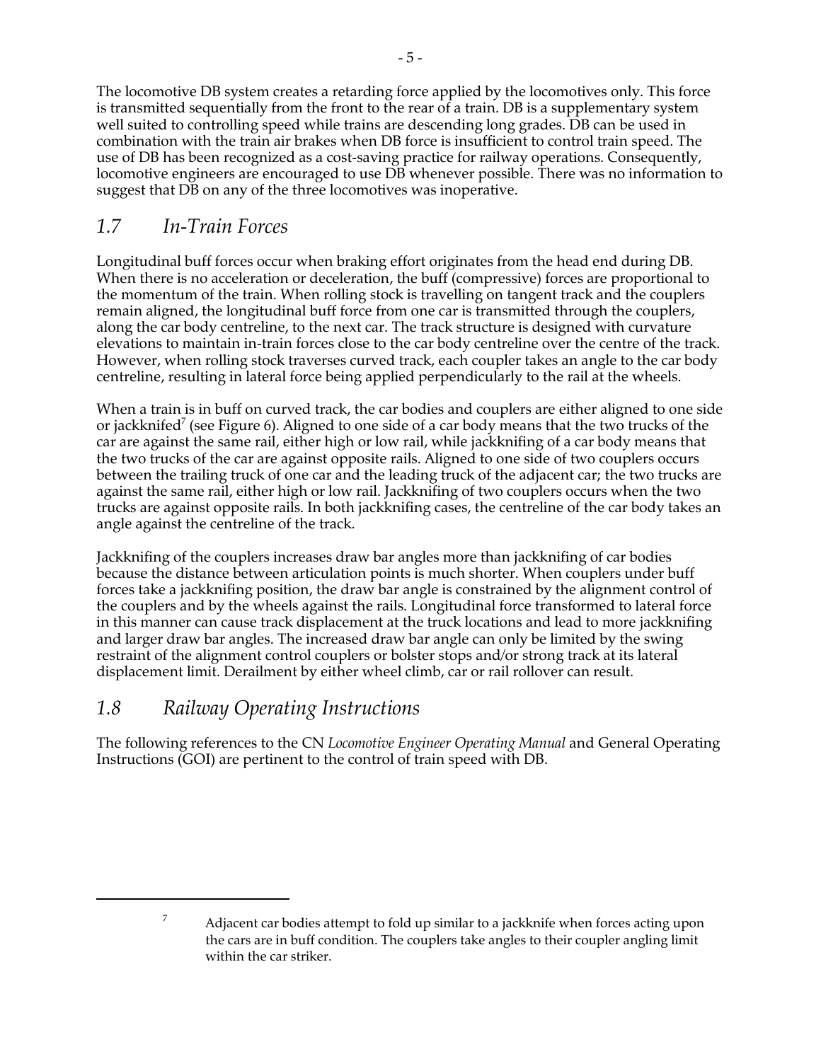The locomotive DB system creates a retarding force applied by the locomotives only. This force is transmitted sequentially from the front to the rear of a train. DB is a supplementary system well suited to controlling speed while trains are descending long grades. DB can be used in combination with the train air brakes when DB force is insufficient to control train speed. The use of DB has been recognized as a cost-saving practice for railway operations. Consequently, locomotive engineers are encouraged to use DB whenever possible. There was no information to suggest that DB on any of the three locomotives was inoperative.

## *1.7 In-Train Forces*

Longitudinal buff forces occur when braking effort originates from the head end during DB. When there is no acceleration or deceleration, the buff (compressive) forces are proportional to the momentum of the train. When rolling stock is travelling on tangent track and the couplers remain aligned, the longitudinal buff force from one car is transmitted through the couplers, along the car body centreline, to the next car. The track structure is designed with curvature elevations to maintain in-train forces close to the car body centreline over the centre of the track. However, when rolling stock traverses curved track, each coupler takes an angle to the car body centreline, resulting in lateral force being applied perpendicularly to the rail at the wheels.

When a train is in buff on curved track, the car bodies and couplers are either aligned to one side or jackknifed[7] (see Figure 6). Aligned to one side of a car body means that the two trucks of the car are against the same rail, either high or low rail, while jackknifing of a car body means that the two trucks of the car are against opposite rails. Aligned to one side of two couplers occurs between the trailing truck of one car and the leading truck of the adjacent car; the two trucks are against the same rail, either high or low rail. Jackknifing of two couplers occurs when the two trucks are against opposite rails. In both jackknifing cases, the centreline of the car body takes an angle against the centreline of the track.

Jackknifing of the couplers increases draw bar angles more than jackknifing of car bodies because the distance between articulation points is much shorter. When couplers under buff forces take a jackknifing position, the draw bar angle is constrained by the alignment control of the couplers and by the wheels against the rails. Longitudinal force transformed to lateral force in this manner can cause track displacement at the truck locations and lead to more jackknifing and larger draw bar angles. The increased draw bar angle can only be limited by the swing restraint of the alignment control couplers or bolster stops and/or strong track at its lateral displacement limit. Derailment by either wheel climb, car or rail rollover can result.

## *1.8 Railway Operating Instructions*

The following references to the CN *Locomotive Engineer Operating Manual* and General Operating Instructions (GOI) are pertinent to the control of train speed with DB.

---

[7] Adjacent car bodies attempt to fold up similar to a jackknife when forces acting upon the cars are in buff condition. The couplers take angles to their coupler angling limit within the car striker.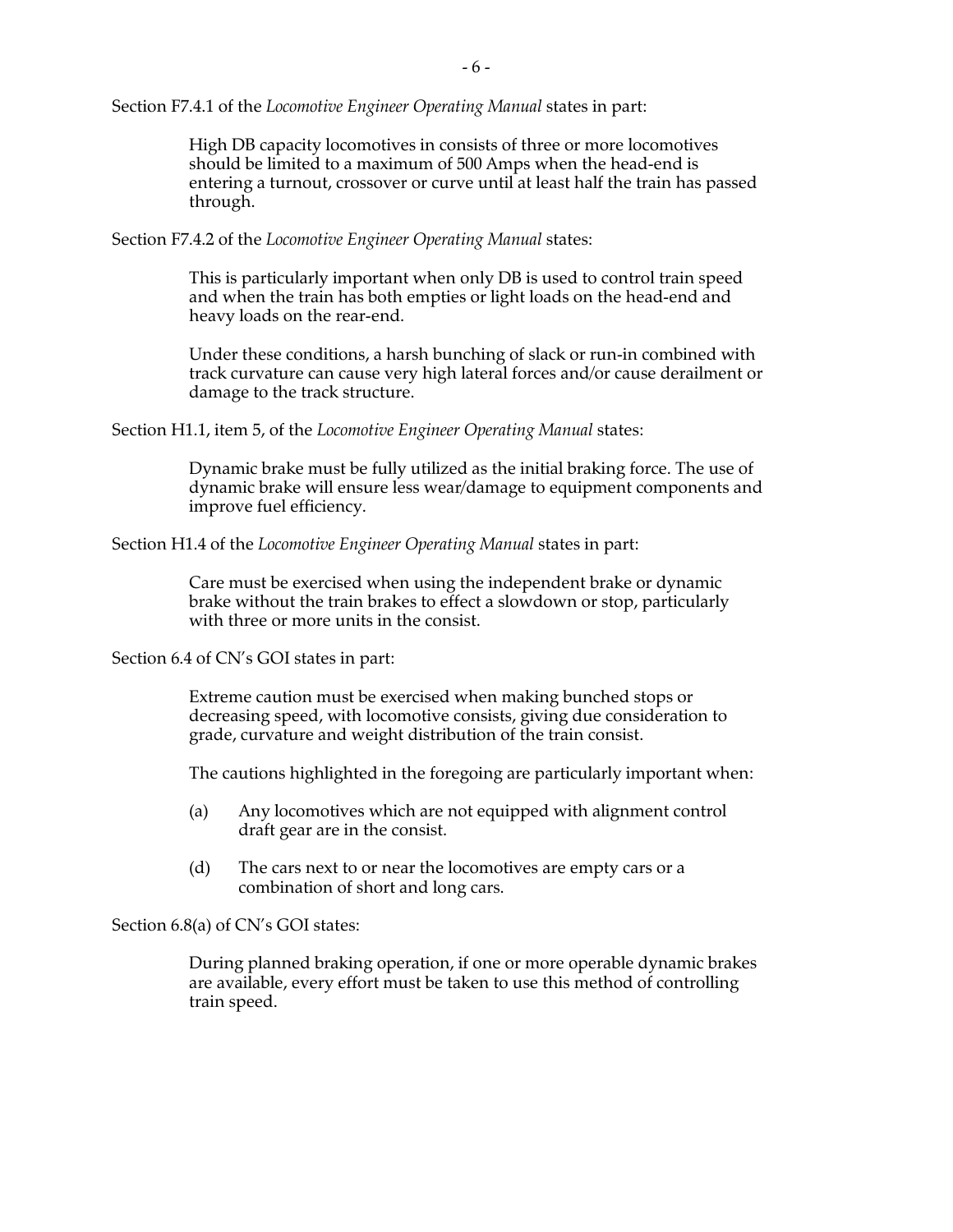Section F7.4.1 of the *Locomotive Engineer Operating Manual* states in part:

> High DB capacity locomotives in consists of three or more locomotives should be limited to a maximum of 500 Amps when the head-end is entering a turnout, crossover or curve until at least half the train has passed through.

Section F7.4.2 of the *Locomotive Engineer Operating Manual* states:

> This is particularly important when only DB is used to control train speed and when the train has both empties or light loads on the head-end and heavy loads on the rear-end.
>
> Under these conditions, a harsh bunching of slack or run-in combined with track curvature can cause very high lateral forces and/or cause derailment or damage to the track structure.

Section H1.1, item 5, of the *Locomotive Engineer Operating Manual* states:

> Dynamic brake must be fully utilized as the initial braking force. The use of dynamic brake will ensure less wear/damage to equipment components and improve fuel efficiency.

Section H1.4 of the *Locomotive Engineer Operating Manual* states in part:

> Care must be exercised when using the independent brake or dynamic brake without the train brakes to effect a slowdown or stop, particularly with three or more units in the consist.

Section 6.4 of CN's GOI states in part:

> Extreme caution must be exercised when making bunched stops or decreasing speed, with locomotive consists, giving due consideration to grade, curvature and weight distribution of the train consist.
>
> The cautions highlighted in the foregoing are particularly important when:
>
> (a) Any locomotives which are not equipped with alignment control draft gear are in the consist.
>
> (d) The cars next to or near the locomotives are empty cars or a combination of short and long cars.

Section 6.8(a) of CN's GOI states:

> During planned braking operation, if one or more operable dynamic brakes are available, every effort must be taken to use this method of controlling train speed.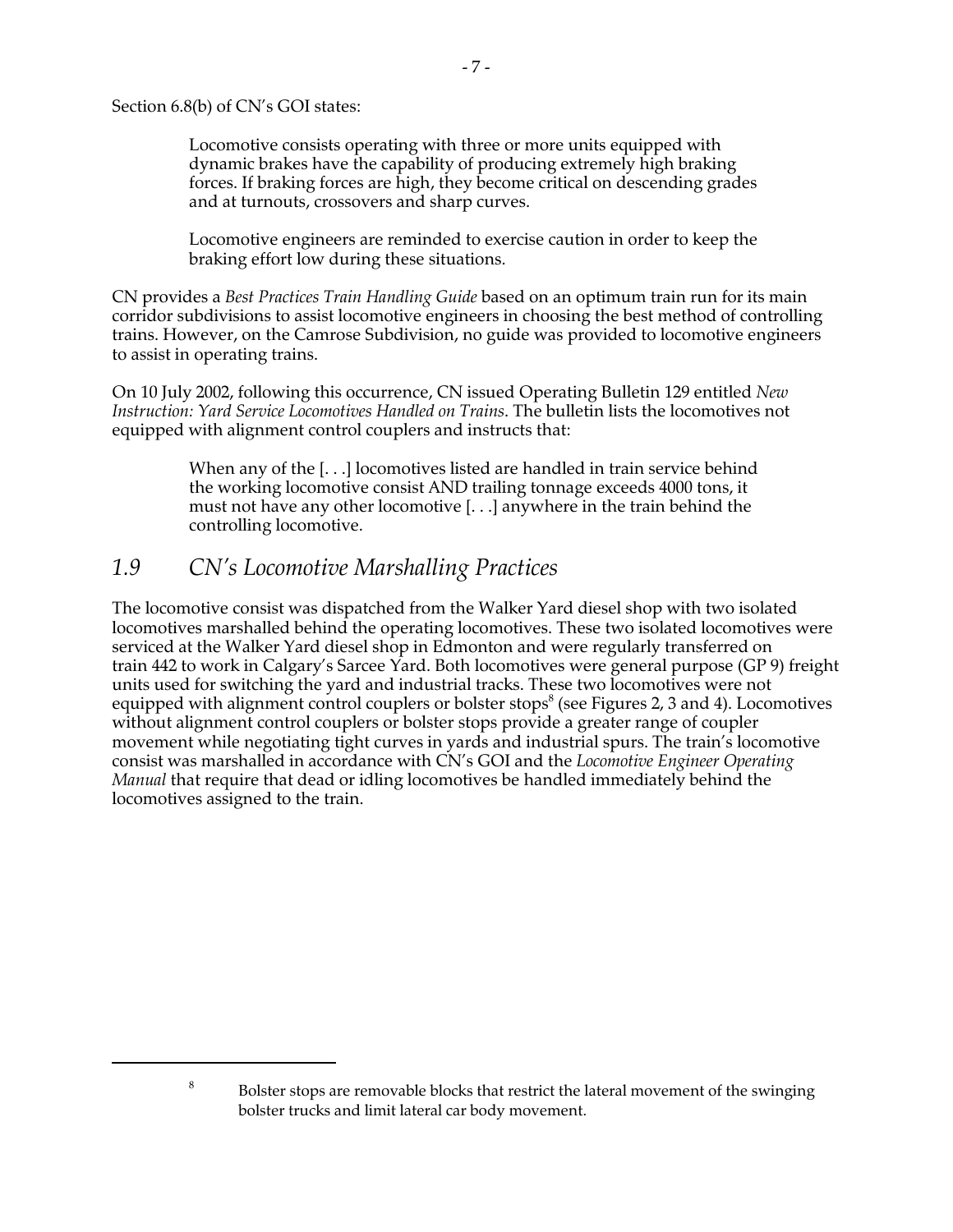Section 6.8(b) of CN's GOI states:

> Locomotive consists operating with three or more units equipped with dynamic brakes have the capability of producing extremely high braking forces. If braking forces are high, they become critical on descending grades and at turnouts, crossovers and sharp curves.
>
> Locomotive engineers are reminded to exercise caution in order to keep the braking effort low during these situations.

CN provides a *Best Practices Train Handling Guide* based on an optimum train run for its main corridor subdivisions to assist locomotive engineers in choosing the best method of controlling trains. However, on the Camrose Subdivision, no guide was provided to locomotive engineers to assist in operating trains.

On 10 July 2002, following this occurrence, CN issued Operating Bulletin 129 entitled *New Instruction: Yard Service Locomotives Handled on Trains*. The bulletin lists the locomotives not equipped with alignment control couplers and instructs that:

> When any of the [. . .] locomotives listed are handled in train service behind the working locomotive consist AND trailing tonnage exceeds 4000 tons, it must not have any other locomotive [. . .] anywhere in the train behind the controlling locomotive.

## *1.9 CN's Locomotive Marshalling Practices*

The locomotive consist was dispatched from the Walker Yard diesel shop with two isolated locomotives marshalled behind the operating locomotives. These two isolated locomotives were serviced at the Walker Yard diesel shop in Edmonton and were regularly transferred on train 442 to work in Calgary's Sarcee Yard. Both locomotives were general purpose (GP 9) freight units used for switching the yard and industrial tracks. These two locomotives were not equipped with alignment control couplers or bolster stops[8] (see Figures 2, 3 and 4). Locomotives without alignment control couplers or bolster stops provide a greater range of coupler movement while negotiating tight curves in yards and industrial spurs. The train's locomotive consist was marshalled in accordance with CN's GOI and the *Locomotive Engineer Operating Manual* that require that dead or idling locomotives be handled immediately behind the locomotives assigned to the train.

---

[8] Bolster stops are removable blocks that restrict the lateral movement of the swinging bolster trucks and limit lateral car body movement.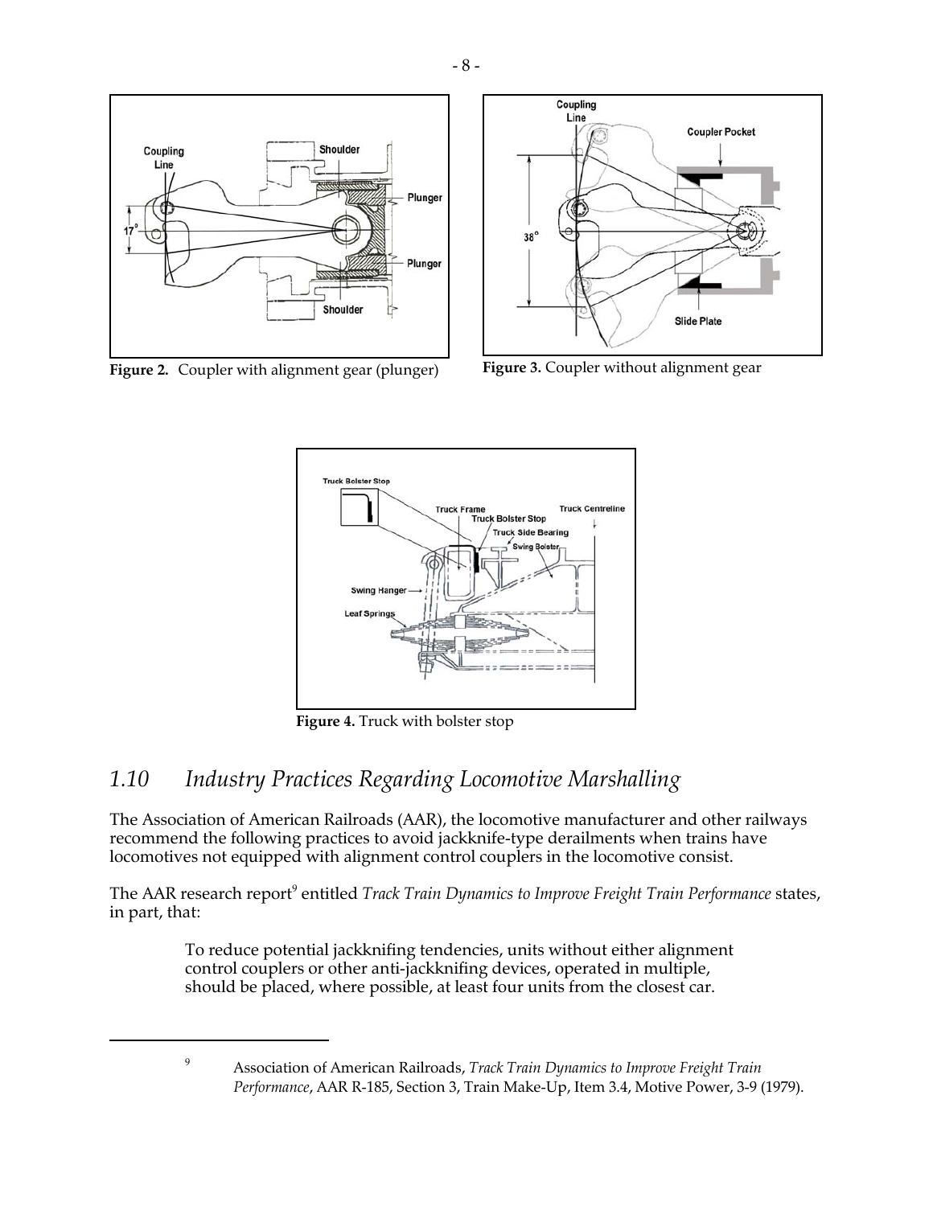Figure 2. Coupler with alignment gear (plunger)

Figure 3. Coupler without alignment gear

Figure 4. Truck with bolster stop

## 1.10 Industry Practices Regarding Locomotive Marshalling

The Association of American Railroads (AAR), the locomotive manufacturer and other railways recommend the following practices to avoid jackknife-type derailments when trains have locomotives not equipped with alignment control couplers in the locomotive consist.

The AAR research report[9] entitled *Track Train Dynamics to Improve Freight Train Performance* states, in part, that:

> To reduce potential jackknifing tendencies, units without either alignment control couplers or other anti-jackknifing devices, operated in multiple, should be placed, where possible, at least four units from the closest car.

---

[9] Association of American Railroads, *Track Train Dynamics to Improve Freight Train Performance*, AAR R-185, Section 3, Train Make-Up, Item 3.4, Motive Power, 3-9 (1979).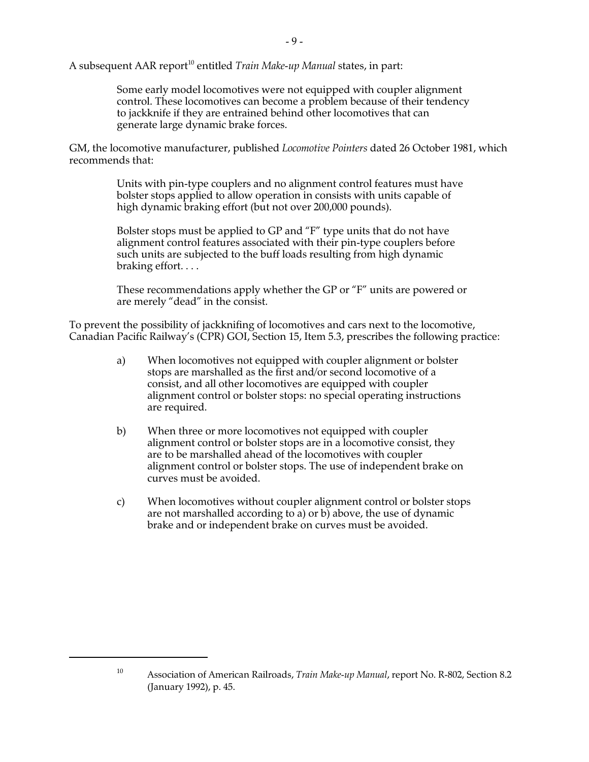A subsequent AAR report[10] entitled *Train Make-up Manual* states, in part:

> Some early model locomotives were not equipped with coupler alignment control. These locomotives can become a problem because of their tendency to jackknife if they are entrained behind other locomotives that can generate large dynamic brake forces.

GM, the locomotive manufacturer, published *Locomotive Pointers* dated 26 October 1981, which recommends that:

> Units with pin-type couplers and no alignment control features must have bolster stops applied to allow operation in consists with units capable of high dynamic braking effort (but not over 200,000 pounds).
>
> Bolster stops must be applied to GP and "F" type units that do not have alignment control features associated with their pin-type couplers before such units are subjected to the buff loads resulting from high dynamic braking effort. . . .
>
> These recommendations apply whether the GP or "F" units are powered or are merely "dead" in the consist.

To prevent the possibility of jackknifing of locomotives and cars next to the locomotive, Canadian Pacific Railway's (CPR) GOI, Section 15, Item 5.3, prescribes the following practice:

> a) When locomotives not equipped with coupler alignment or bolster stops are marshalled as the first and/or second locomotive of a consist, and all other locomotives are equipped with coupler alignment control or bolster stops: no special operating instructions are required.
>
> b) When three or more locomotives not equipped with coupler alignment control or bolster stops are in a locomotive consist, they are to be marshalled ahead of the locomotives with coupler alignment control or bolster stops. The use of independent brake on curves must be avoided.
>
> c) When locomotives without coupler alignment control or bolster stops are not marshalled according to a) or b) above, the use of dynamic brake and or independent brake on curves must be avoided.

---

[10] Association of American Railroads, *Train Make-up Manual*, report No. R-802, Section 8.2 (January 1992), p. 45.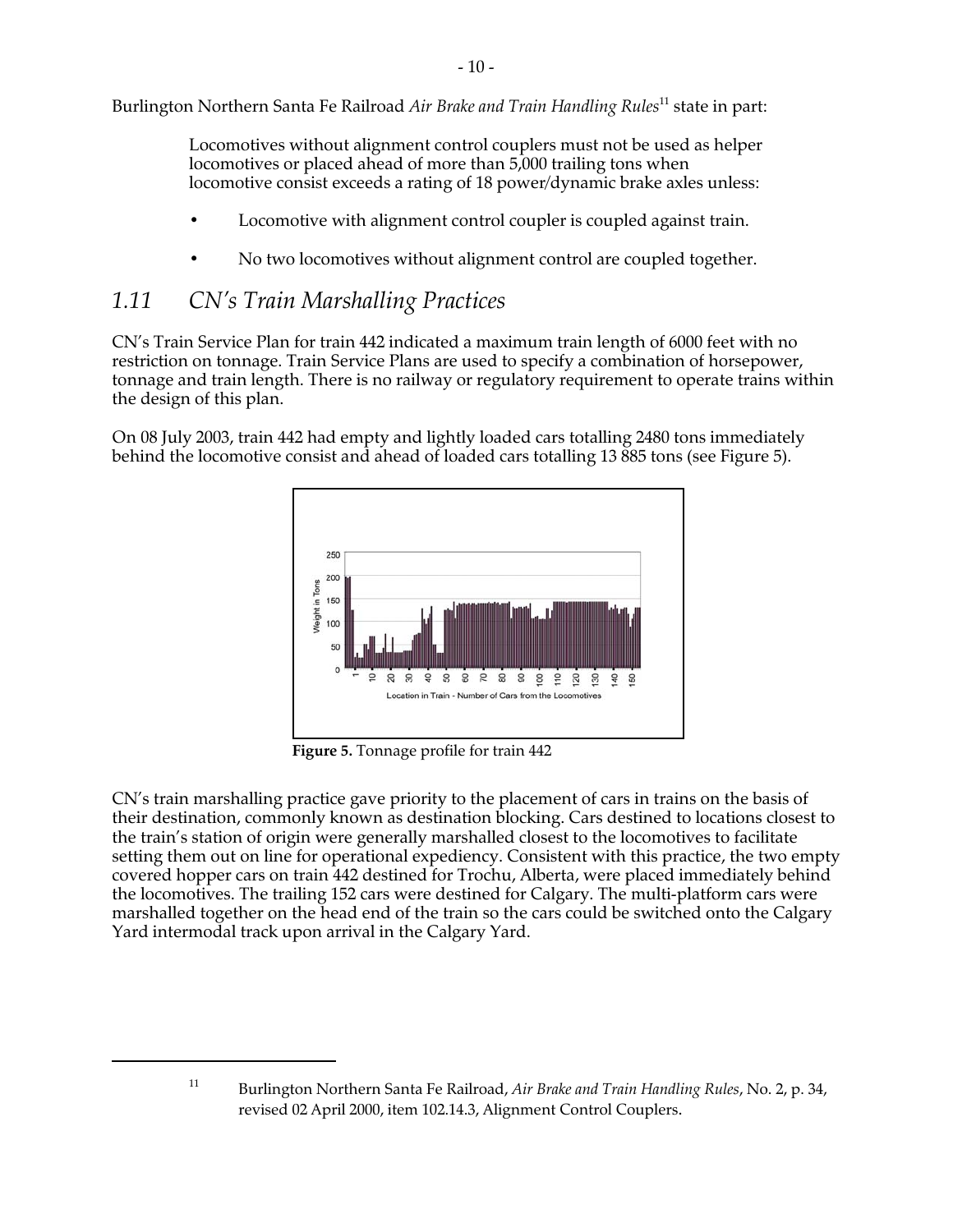Burlington Northern Santa Fe Railroad *Air Brake and Train Handling Rules*[11] state in part:

> Locomotives without alignment control couplers must not be used as helper locomotives or placed ahead of more than 5,000 trailing tons when locomotive consist exceeds a rating of 18 power/dynamic brake axles unless:
>
> - Locomotive with alignment control coupler is coupled against train.
> - No two locomotives without alignment control are coupled together.

## *1.11 CN's Train Marshalling Practices*

CN's Train Service Plan for train 442 indicated a maximum train length of 6000 feet with no restriction on tonnage. Train Service Plans are used to specify a combination of horsepower, tonnage and train length. There is no railway or regulatory requirement to operate trains within the design of this plan.

On 08 July 2003, train 442 had empty and lightly loaded cars totalling 2480 tons immediately behind the locomotive consist and ahead of loaded cars totalling 13 885 tons (see Figure 5).

**Figure 5.** Tonnage profile for train 442

CN's train marshalling practice gave priority to the placement of cars in trains on the basis of their destination, commonly known as destination blocking. Cars destined to locations closest to the train's station of origin were generally marshalled closest to the locomotives to facilitate setting them out on line for operational expediency. Consistent with this practice, the two empty covered hopper cars on train 442 destined for Trochu, Alberta, were placed immediately behind the locomotives. The trailing 152 cars were destined for Calgary. The multi-platform cars were marshalled together on the head end of the train so the cars could be switched onto the Calgary Yard intermodal track upon arrival in the Calgary Yard.

---

[11] Burlington Northern Santa Fe Railroad, *Air Brake and Train Handling Rules*, No. 2, p. 34, revised 02 April 2000, item 102.14.3, Alignment Control Couplers.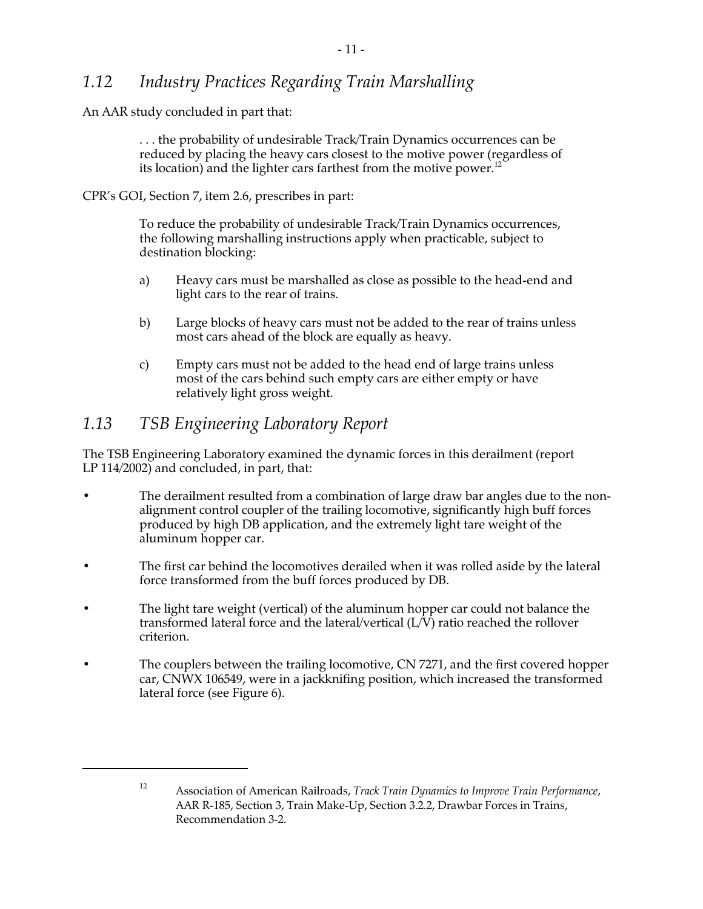## *1.12 Industry Practices Regarding Train Marshalling*

An AAR study concluded in part that:

> . . . the probability of undesirable Track/Train Dynamics occurrences can be reduced by placing the heavy cars closest to the motive power (regardless of its location) and the lighter cars farthest from the motive power.[12]

CPR's GOI, Section 7, item 2.6, prescribes in part:

> To reduce the probability of undesirable Track/Train Dynamics occurrences, the following marshalling instructions apply when practicable, subject to destination blocking:
>
> a) Heavy cars must be marshalled as close as possible to the head-end and light cars to the rear of trains.
>
> b) Large blocks of heavy cars must not be added to the rear of trains unless most cars ahead of the block are equally as heavy.
>
> c) Empty cars must not be added to the head end of large trains unless most of the cars behind such empty cars are either empty or have relatively light gross weight.

## *1.13 TSB Engineering Laboratory Report*

The TSB Engineering Laboratory examined the dynamic forces in this derailment (report LP 114/2002) and concluded, in part, that:

- The derailment resulted from a combination of large draw bar angles due to the non-alignment control coupler of the trailing locomotive, significantly high buff forces produced by high DB application, and the extremely light tare weight of the aluminum hopper car.
- The first car behind the locomotives derailed when it was rolled aside by the lateral force transformed from the buff forces produced by DB.
- The light tare weight (vertical) of the aluminum hopper car could not balance the transformed lateral force and the lateral/vertical (L/V) ratio reached the rollover criterion.
- The couplers between the trailing locomotive, CN 7271, and the first covered hopper car, CNWX 106549, were in a jackknifing position, which increased the transformed lateral force (see Figure 6).

---

[12] Association of American Railroads, *Track Train Dynamics to Improve Train Performance*, AAR R-185, Section 3, Train Make-Up, Section 3.2.2, Drawbar Forces in Trains, Recommendation 3-2.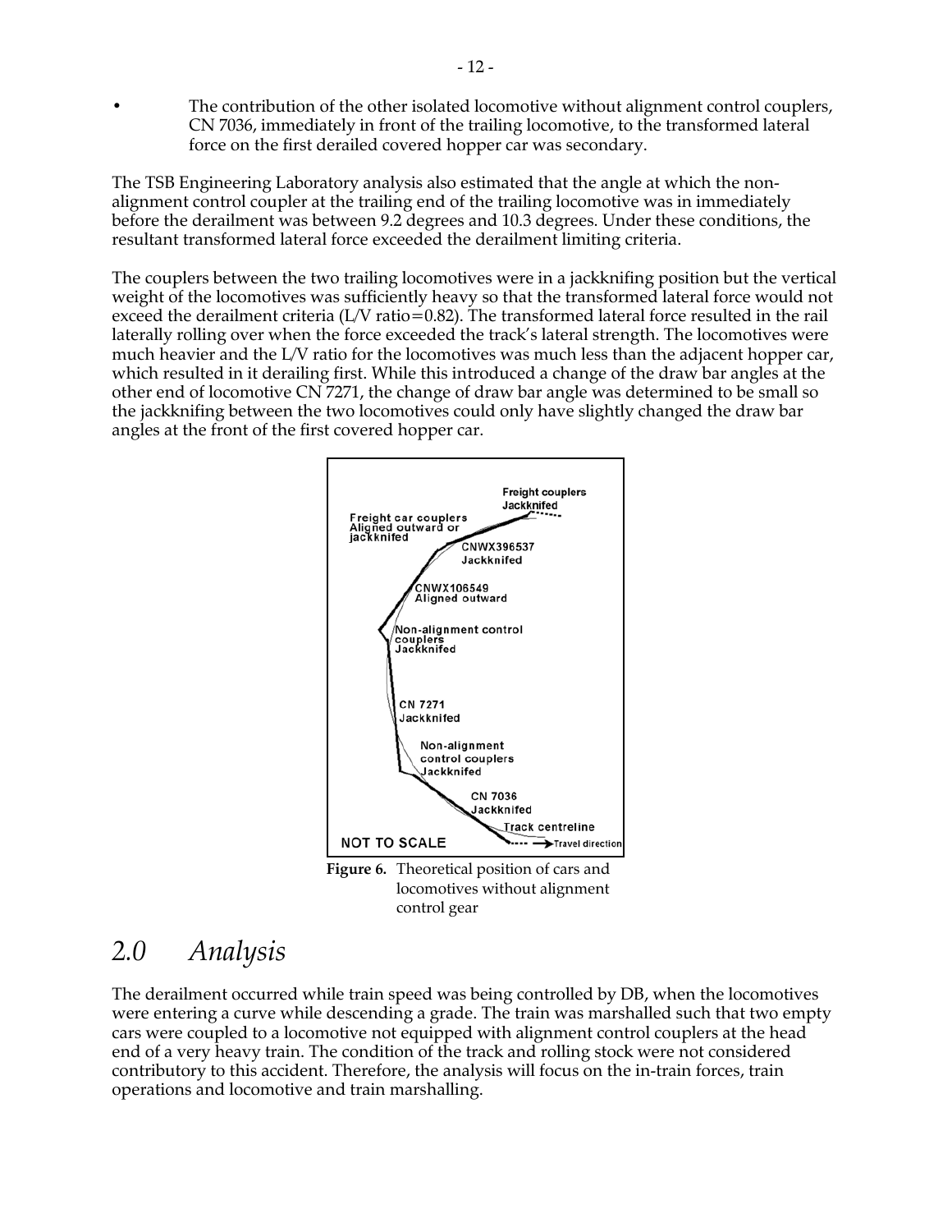- The contribution of the other isolated locomotive without alignment control couplers, CN 7036, immediately in front of the trailing locomotive, to the transformed lateral force on the first derailed covered hopper car was secondary.

The TSB Engineering Laboratory analysis also estimated that the angle at which the non-alignment control coupler at the trailing end of the trailing locomotive was in immediately before the derailment was between 9.2 degrees and 10.3 degrees. Under these conditions, the resultant transformed lateral force exceeded the derailment limiting criteria.

The couplers between the two trailing locomotives were in a jackknifing position but the vertical weight of the locomotives was sufficiently heavy so that the transformed lateral force would not exceed the derailment criteria (L/V ratio=0.82). The transformed lateral force resulted in the rail laterally rolling over when the force exceeded the track's lateral strength. The locomotives were much heavier and the L/V ratio for the locomotives was much less than the adjacent hopper car, which resulted in it derailing first. While this introduced a change of the draw bar angles at the other end of locomotive CN 7271, the change of draw bar angle was determined to be small so the jackknifing between the two locomotives could only have slightly changed the draw bar angles at the front of the first covered hopper car.

**Figure 6.** Theoretical position of cars and locomotives without alignment control gear

# 2.0 Analysis

The derailment occurred while train speed was being controlled by DB, when the locomotives were entering a curve while descending a grade. The train was marshalled such that two empty cars were coupled to a locomotive not equipped with alignment control couplers at the head end of a very heavy train. The condition of the track and rolling stock were not considered contributory to this accident. Therefore, the analysis will focus on the in-train forces, train operations and locomotive and train marshalling.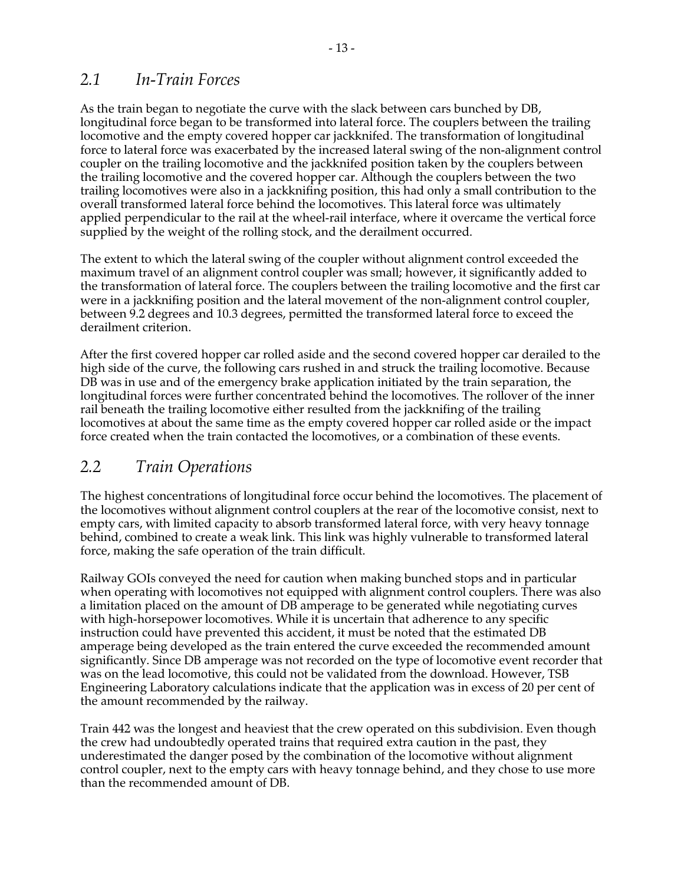## *2.1 In-Train Forces*

As the train began to negotiate the curve with the slack between cars bunched by DB, longitudinal force began to be transformed into lateral force. The couplers between the trailing locomotive and the empty covered hopper car jackknifed. The transformation of longitudinal force to lateral force was exacerbated by the increased lateral swing of the non-alignment control coupler on the trailing locomotive and the jackknifed position taken by the couplers between the trailing locomotive and the covered hopper car. Although the couplers between the two trailing locomotives were also in a jackknifing position, this had only a small contribution to the overall transformed lateral force behind the locomotives. This lateral force was ultimately applied perpendicular to the rail at the wheel-rail interface, where it overcame the vertical force supplied by the weight of the rolling stock, and the derailment occurred.

The extent to which the lateral swing of the coupler without alignment control exceeded the maximum travel of an alignment control coupler was small; however, it significantly added to the transformation of lateral force. The couplers between the trailing locomotive and the first car were in a jackknifing position and the lateral movement of the non-alignment control coupler, between 9.2 degrees and 10.3 degrees, permitted the transformed lateral force to exceed the derailment criterion.

After the first covered hopper car rolled aside and the second covered hopper car derailed to the high side of the curve, the following cars rushed in and struck the trailing locomotive. Because DB was in use and of the emergency brake application initiated by the train separation, the longitudinal forces were further concentrated behind the locomotives. The rollover of the inner rail beneath the trailing locomotive either resulted from the jackknifing of the trailing locomotives at about the same time as the empty covered hopper car rolled aside or the impact force created when the train contacted the locomotives, or a combination of these events.

## *2.2 Train Operations*

The highest concentrations of longitudinal force occur behind the locomotives. The placement of the locomotives without alignment control couplers at the rear of the locomotive consist, next to empty cars, with limited capacity to absorb transformed lateral force, with very heavy tonnage behind, combined to create a weak link. This link was highly vulnerable to transformed lateral force, making the safe operation of the train difficult.

Railway GOIs conveyed the need for caution when making bunched stops and in particular when operating with locomotives not equipped with alignment control couplers. There was also a limitation placed on the amount of DB amperage to be generated while negotiating curves with high-horsepower locomotives. While it is uncertain that adherence to any specific instruction could have prevented this accident, it must be noted that the estimated DB amperage being developed as the train entered the curve exceeded the recommended amount significantly. Since DB amperage was not recorded on the type of locomotive event recorder that was on the lead locomotive, this could not be validated from the download. However, TSB Engineering Laboratory calculations indicate that the application was in excess of 20 per cent of the amount recommended by the railway.

Train 442 was the longest and heaviest that the crew operated on this subdivision. Even though the crew had undoubtedly operated trains that required extra caution in the past, they underestimated the danger posed by the combination of the locomotive without alignment control coupler, next to the empty cars with heavy tonnage behind, and they chose to use more than the recommended amount of DB.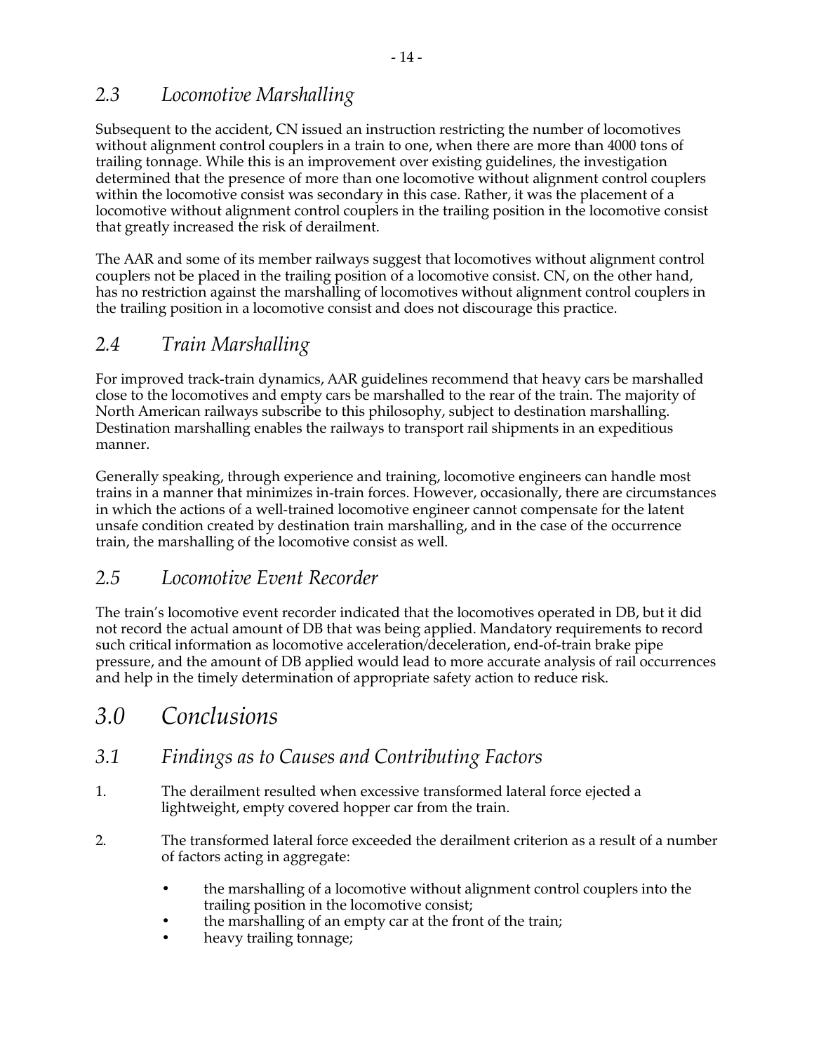## 2.3 Locomotive Marshalling

Subsequent to the accident, CN issued an instruction restricting the number of locomotives without alignment control couplers in a train to one, when there are more than 4000 tons of trailing tonnage. While this is an improvement over existing guidelines, the investigation determined that the presence of more than one locomotive without alignment control couplers within the locomotive consist was secondary in this case. Rather, it was the placement of a locomotive without alignment control couplers in the trailing position in the locomotive consist that greatly increased the risk of derailment.

The AAR and some of its member railways suggest that locomotives without alignment control couplers not be placed in the trailing position of a locomotive consist. CN, on the other hand, has no restriction against the marshalling of locomotives without alignment control couplers in the trailing position in a locomotive consist and does not discourage this practice.

## 2.4 Train Marshalling

For improved track-train dynamics, AAR guidelines recommend that heavy cars be marshalled close to the locomotives and empty cars be marshalled to the rear of the train. The majority of North American railways subscribe to this philosophy, subject to destination marshalling. Destination marshalling enables the railways to transport rail shipments in an expeditious manner.

Generally speaking, through experience and training, locomotive engineers can handle most trains in a manner that minimizes in-train forces. However, occasionally, there are circumstances in which the actions of a well-trained locomotive engineer cannot compensate for the latent unsafe condition created by destination train marshalling, and in the case of the occurrence train, the marshalling of the locomotive consist as well.

## 2.5 Locomotive Event Recorder

The train's locomotive event recorder indicated that the locomotives operated in DB, but it did not record the actual amount of DB that was being applied. Mandatory requirements to record such critical information as locomotive acceleration/deceleration, end-of-train brake pipe pressure, and the amount of DB applied would lead to more accurate analysis of rail occurrences and help in the timely determination of appropriate safety action to reduce risk.

# 3.0 Conclusions

## 3.1 Findings as to Causes and Contributing Factors

1. The derailment resulted when excessive transformed lateral force ejected a lightweight, empty covered hopper car from the train.

2. The transformed lateral force exceeded the derailment criterion as a result of a number of factors acting in aggregate:

   - the marshalling of a locomotive without alignment control couplers into the trailing position in the locomotive consist;
   - the marshalling of an empty car at the front of the train;
   - heavy trailing tonnage;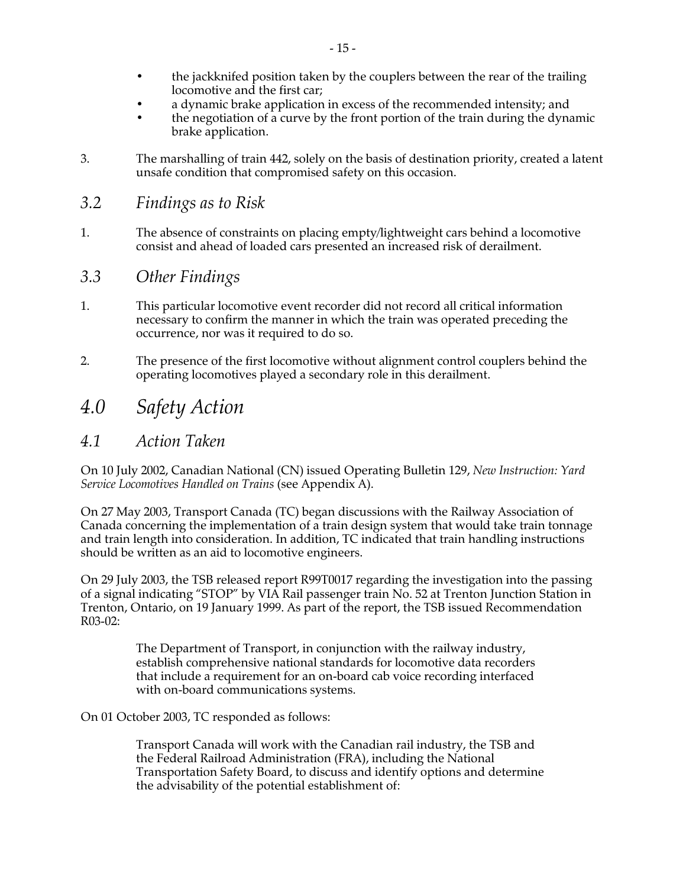- the jackknifed position taken by the couplers between the rear of the trailing locomotive and the first car;
- a dynamic brake application in excess of the recommended intensity; and
- the negotiation of a curve by the front portion of the train during the dynamic brake application.

3. The marshalling of train 442, solely on the basis of destination priority, created a latent unsafe condition that compromised safety on this occasion.

## *3.2 Findings as to Risk*

1. The absence of constraints on placing empty/lightweight cars behind a locomotive consist and ahead of loaded cars presented an increased risk of derailment.

## *3.3 Other Findings*

1. This particular locomotive event recorder did not record all critical information necessary to confirm the manner in which the train was operated preceding the occurrence, nor was it required to do so.

2. The presence of the first locomotive without alignment control couplers behind the operating locomotives played a secondary role in this derailment.

# *4.0 Safety Action*

## *4.1 Action Taken*

On 10 July 2002, Canadian National (CN) issued Operating Bulletin 129, *New Instruction: Yard Service Locomotives Handled on Trains* (see Appendix A).

On 27 May 2003, Transport Canada (TC) began discussions with the Railway Association of Canada concerning the implementation of a train design system that would take train tonnage and train length into consideration. In addition, TC indicated that train handling instructions should be written as an aid to locomotive engineers.

On 29 July 2003, the TSB released report R99T0017 regarding the investigation into the passing of a signal indicating "STOP" by VIA Rail passenger train No. 52 at Trenton Junction Station in Trenton, Ontario, on 19 January 1999. As part of the report, the TSB issued Recommendation R03-02:

> The Department of Transport, in conjunction with the railway industry, establish comprehensive national standards for locomotive data recorders that include a requirement for an on-board cab voice recording interfaced with on-board communications systems.

On 01 October 2003, TC responded as follows:

> Transport Canada will work with the Canadian rail industry, the TSB and the Federal Railroad Administration (FRA), including the National Transportation Safety Board, to discuss and identify options and determine the advisability of the potential establishment of: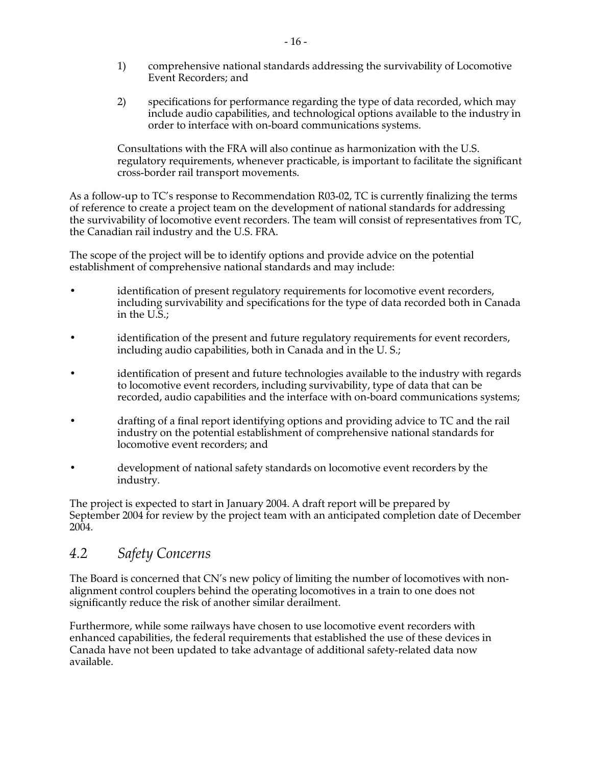1) comprehensive national standards addressing the survivability of Locomotive Event Recorders; and

2) specifications for performance regarding the type of data recorded, which may include audio capabilities, and technological options available to the industry in order to interface with on-board communications systems.

Consultations with the FRA will also continue as harmonization with the U.S. regulatory requirements, whenever practicable, is important to facilitate the significant cross-border rail transport movements.

As a follow-up to TC's response to Recommendation R03-02, TC is currently finalizing the terms of reference to create a project team on the development of national standards for addressing the survivability of locomotive event recorders. The team will consist of representatives from TC, the Canadian rail industry and the U.S. FRA.

The scope of the project will be to identify options and provide advice on the potential establishment of comprehensive national standards and may include:

- identification of present regulatory requirements for locomotive event recorders, including survivability and specifications for the type of data recorded both in Canada in the U.S.;
- identification of the present and future regulatory requirements for event recorders, including audio capabilities, both in Canada and in the U. S.;
- identification of present and future technologies available to the industry with regards to locomotive event recorders, including survivability, type of data that can be recorded, audio capabilities and the interface with on-board communications systems;
- drafting of a final report identifying options and providing advice to TC and the rail industry on the potential establishment of comprehensive national standards for locomotive event recorders; and
- development of national safety standards on locomotive event recorders by the industry.

The project is expected to start in January 2004. A draft report will be prepared by September 2004 for review by the project team with an anticipated completion date of December 2004.

## *4.2 Safety Concerns*

The Board is concerned that CN's new policy of limiting the number of locomotives with non-alignment control couplers behind the operating locomotives in a train to one does not significantly reduce the risk of another similar derailment.

Furthermore, while some railways have chosen to use locomotive event recorders with enhanced capabilities, the federal requirements that established the use of these devices in Canada have not been updated to take advantage of additional safety-related data now available.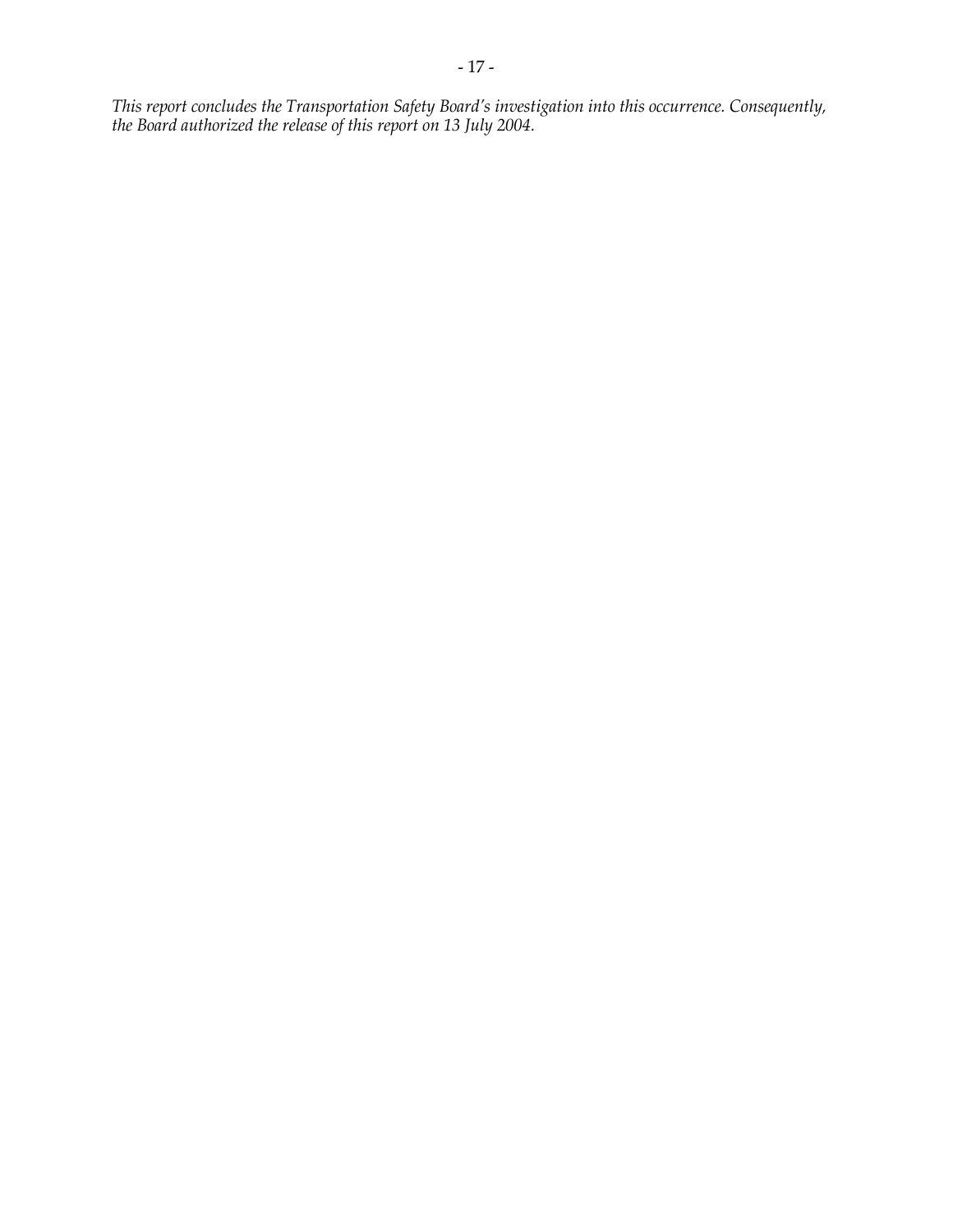*This report concludes the Transportation Safety Board's investigation into this occurrence. Consequently, the Board authorized the release of this report on 13 July 2004.*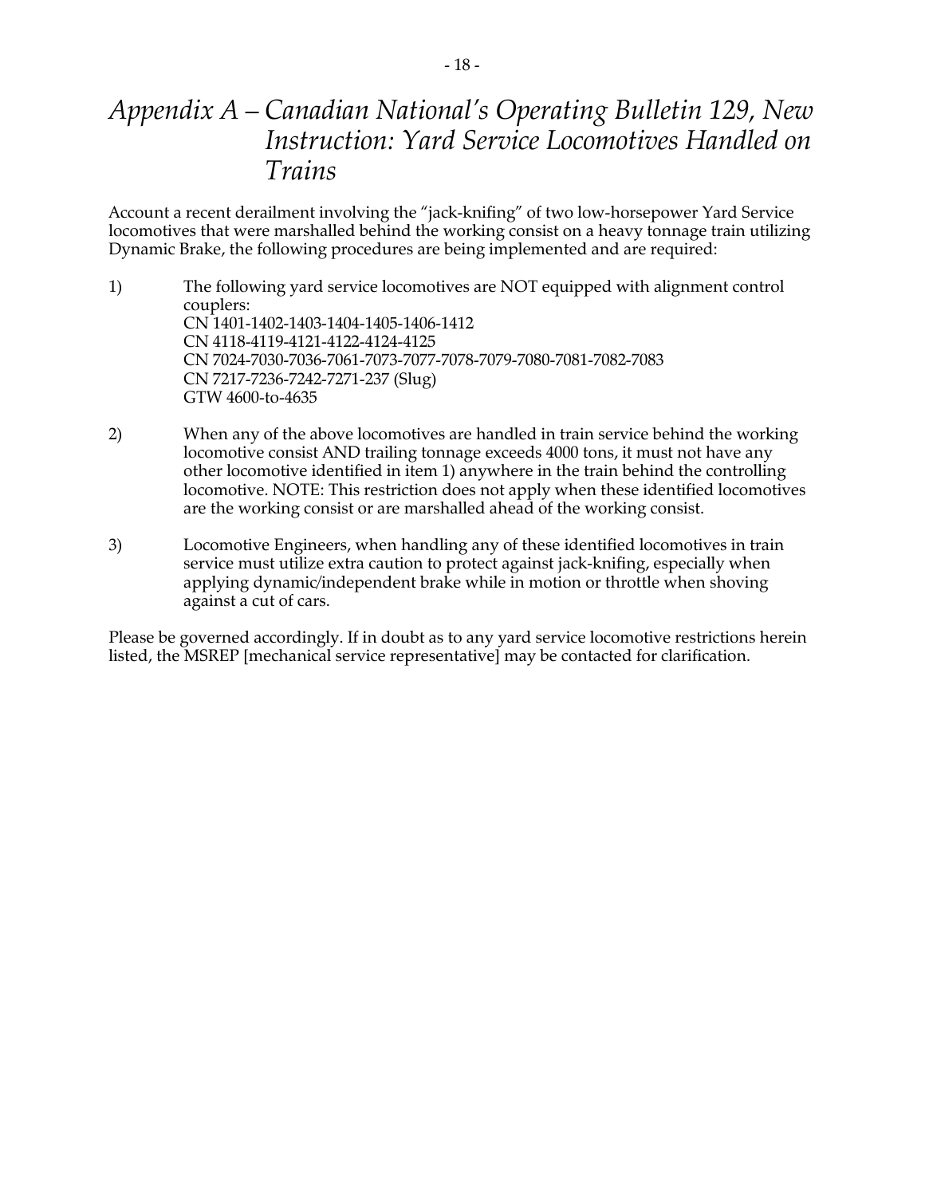# *Appendix A – Canadian National's Operating Bulletin 129, New Instruction: Yard Service Locomotives Handled on Trains*

Account a recent derailment involving the "jack-knifing" of two low-horsepower Yard Service locomotives that were marshalled behind the working consist on a heavy tonnage train utilizing Dynamic Brake, the following procedures are being implemented and are required:

1) The following yard service locomotives are NOT equipped with alignment control couplers:
   CN 1401-1402-1403-1404-1405-1406-1412
   CN 4118-4119-4121-4122-4124-4125
   CN 7024-7030-7036-7061-7073-7077-7078-7079-7080-7081-7082-7083
   CN 7217-7236-7242-7271-237 (Slug)
   GTW 4600-to-4635

2) When any of the above locomotives are handled in train service behind the working locomotive consist AND trailing tonnage exceeds 4000 tons, it must not have any other locomotive identified in item 1) anywhere in the train behind the controlling locomotive. NOTE: This restriction does not apply when these identified locomotives are the working consist or are marshalled ahead of the working consist.

3) Locomotive Engineers, when handling any of these identified locomotives in train service must utilize extra caution to protect against jack-knifing, especially when applying dynamic/independent brake while in motion or throttle when shoving against a cut of cars.

Please be governed accordingly. If in doubt as to any yard service locomotive restrictions herein listed, the MSREP [mechanical service representative] may be contacted for clarification.